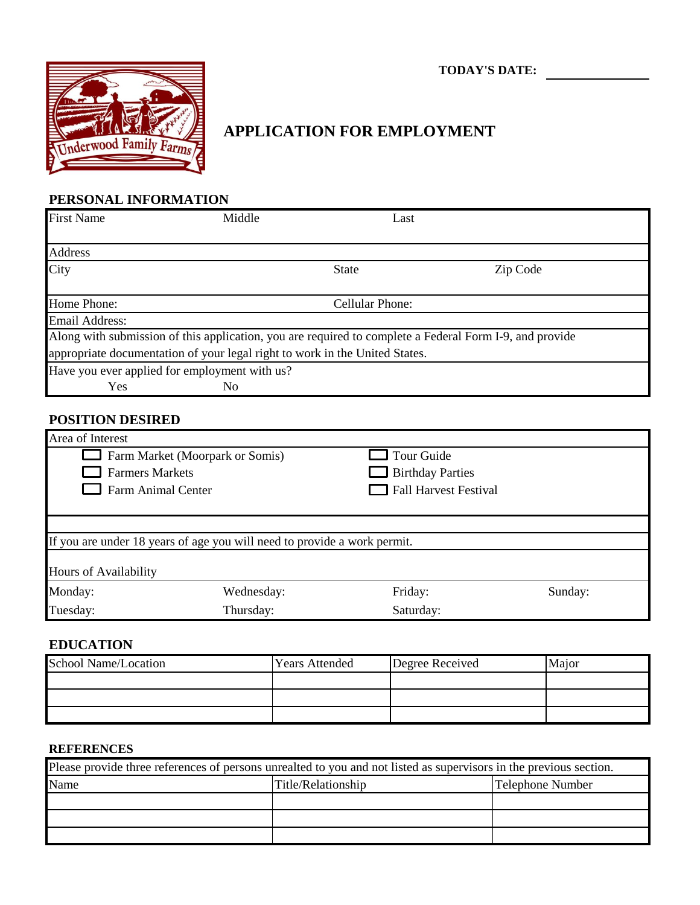**TODAY'S DATE:** ______________

Underwood Family Farms

# APPLICATION FOR EMPLOYMENT

## PERSONAL INFORMATION

| First Name | Middle | Last | |
|---|---|---|---|
| Address | | | |
| City | | State | Zip Code |
| Home Phone: | | Cellular Phone: | |
| Email Address: | | | |

Along with submission of this application, you are required to complete a Federal Form I-9, and provide appropriate documentation of your legal right to work in the United States.

Have you ever applied for employment with us?

Yes No

## POSITION DESIRED

Area of Interest

- ☐ Farm Market (Moorpark or Somis)
- ☐ Farmers Markets
- ☐ Farm Animal Center
- ☐ Tour Guide
- ☐ Birthday Parties
- ☐ Fall Harvest Festival

If you are under 18 years of age you will need to provide a work permit.

Hours of Availability

| Monday: | Wednesday: | Friday: | Sunday: |
|---|---|---|---|
| Tuesday: | Thursday: | Saturday: | |

## EDUCATION

| School Name/Location | Years Attended | Degree Received | Major |
|---|---|---|---|
| | | | |
| | | | |
| | | | |

## REFERENCES

Please provide three references of persons unrealted to you and not listed as supervisors in the previous section.

| Name | Title/Relationship | Telephone Number |
|---|---|---|
| | | |
| | | |
| | | |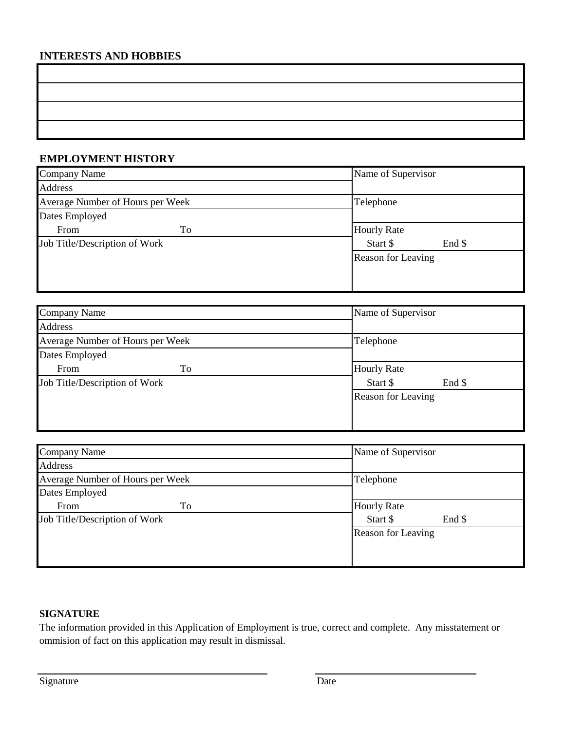## INTERESTS AND HOBBIES

| |
|---|
| |
| |
| |
| |

## EMPLOYMENT HISTORY

| | |
|---|---|
| Company Name | Name of Supervisor |
| Address | |
| Average Number of Hours per Week | Telephone |
| Dates Employed | |
| From To | Hourly Rate |
| Job Title/Description of Work | Start $ End $ |
| | Reason for Leaving |

| | |
|---|---|
| Company Name | Name of Supervisor |
| Address | |
| Average Number of Hours per Week | Telephone |
| Dates Employed | |
| From To | Hourly Rate |
| Job Title/Description of Work | Start $ End $ |
| | Reason for Leaving |

| | |
|---|---|
| Company Name | Name of Supervisor |
| Address | |
| Average Number of Hours per Week | Telephone |
| Dates Employed | |
| From To | Hourly Rate |
| Job Title/Description of Work | Start $ End $ |
| | Reason for Leaving |

## SIGNATURE

The information provided in this Application of Employment is true, correct and complete. Any misstatement or ommision of fact on this application may result in dismissal.

Signature ______________________ Date ______________________